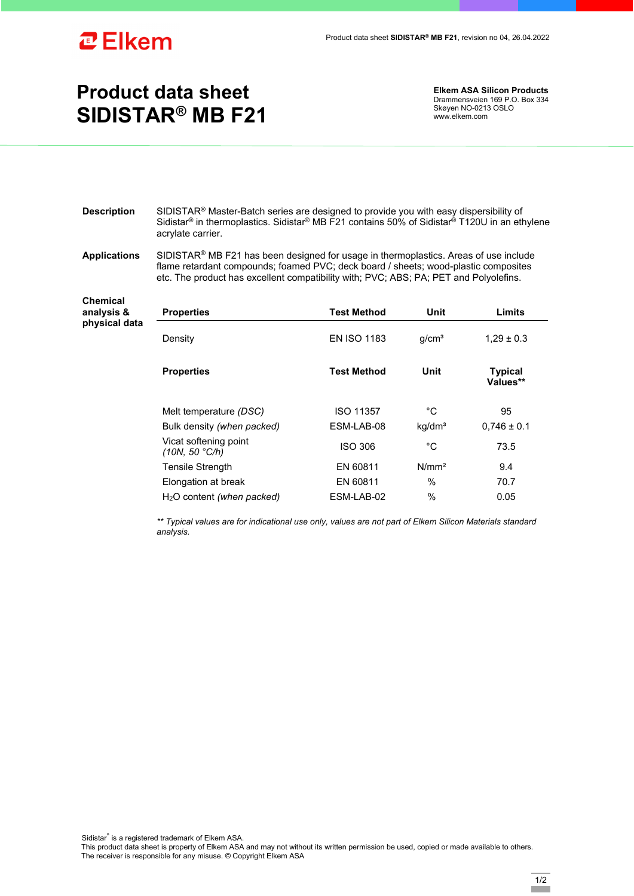# Product data sheet SIDISTAR® MB F21

**Elkem ASA Silicon Products**
Drammensveien 169 P.O. Box 334
Skøyen NO-0213 OSLO
www.elkem.com

**Description**

SIDISTAR® Master-Batch series are designed to provide you with easy dispersibility of Sidistar® in thermoplastics. Sidistar® MB F21 contains 50% of Sidistar® T120U in an ethylene acrylate carrier.

**Applications**

SIDISTAR® MB F21 has been designed for usage in thermoplastics. Areas of use include flame retardant compounds; foamed PVC; deck board / sheets; wood-plastic composites etc. The product has excellent compatibility with; PVC; ABS; PA; PET and Polyolefins.

**Chemical analysis & physical data**

| Properties | Test Method | Unit | Limits |
|---|---|---|---|
| Density | EN ISO 1183 | g/cm³ | 1,29 ± 0.3 |

| Properties | Test Method | Unit | Typical Values** |
|---|---|---|---|
| Melt temperature *(DSC)* | ISO 11357 | °C | 95 |
| Bulk density *(when packed)* | ESM-LAB-08 | kg/dm³ | 0,746 ± 0.1 |
| Vicat softening point *(10N, 50 °C/h)* | ISO 306 | °C | 73.5 |
| Tensile Strength | EN 60811 | N/mm² | 9.4 |
| Elongation at break | EN 60811 | % | 70.7 |
| $H_2O$ content *(when packed)* | ESM-LAB-02 | % | 0.05 |

*** Typical values are for indicational use only, values are not part of Elkem Silicon Materials standard analysis.*

Sidistar® is a registered trademark of Elkem ASA.
This product data sheet is property of Elkem ASA and may not without its written permission be used, copied or made available to others.
The receiver is responsible for any misuse. © Copyright Elkem ASA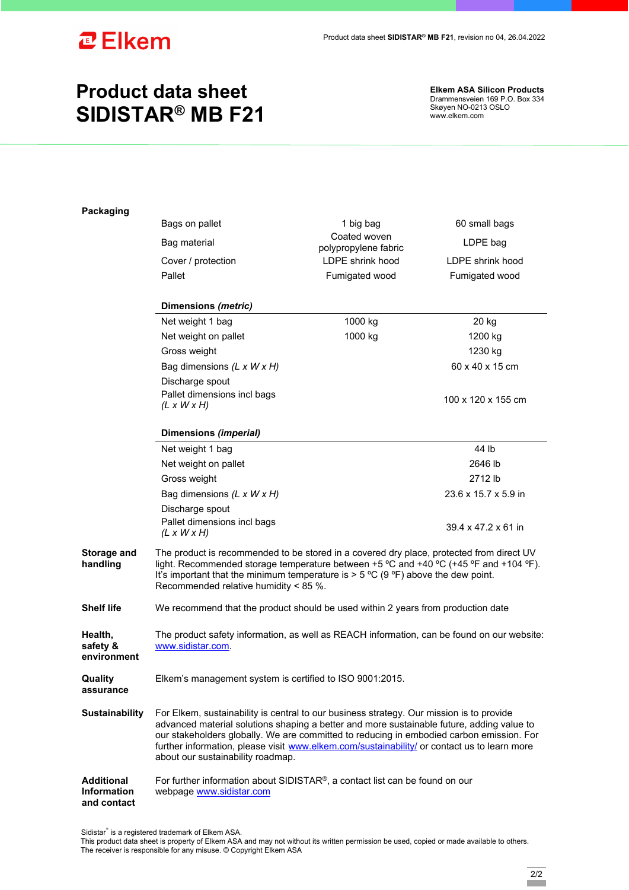# Product data sheet SIDISTAR® MB F21

**Elkem ASA Silicon Products**
Drammensveien 169 P.O. Box 334
Skøyen NO-0213 OSLO
www.elkem.com

**Packaging**

| | | |
|---|---|---|
| Bags on pallet | 1 big bag | 60 small bags |
| Bag material | Coated woven polypropylene fabric | LDPE bag |
| Cover / protection | LDPE shrink hood | LDPE shrink hood |
| Pallet | Fumigated wood | Fumigated wood |

| **Dimensions *(metric)*** | | |
|---|---|---|
| Net weight 1 bag | 1000 kg | 20 kg |
| Net weight on pallet | 1000 kg | 1200 kg |
| Gross weight | | 1230 kg |
| Bag dimensions *(L x W x H)* | | 60 x 40 x 15 cm |
| Discharge spout | | |
| Pallet dimensions incl bags *(L x W x H)* | | 100 x 120 x 155 cm |

| **Dimensions *(imperial)*** | | |
|---|---|---|
| Net weight 1 bag | | 44 lb |
| Net weight on pallet | | 2646 lb |
| Gross weight | | 2712 lb |
| Bag dimensions *(L x W x H)* | | 23.6 x 15.7 x 5.9 in |
| Discharge spout | | |
| Pallet dimensions incl bags *(L x W x H)* | | 39.4 x 47.2 x 61 in |

**Storage and handling**

The product is recommended to be stored in a covered dry place, protected from direct UV light. Recommended storage temperature between +5 ºC and +40 ºC (+45 ºF and +104 ºF). It's important that the minimum temperature is > 5 ºC (9 ºF) above the dew point. Recommended relative humidity < 85 %.

**Shelf life**

We recommend that the product should be used within 2 years from production date

**Health, safety & environment**

The product safety information, as well as REACH information, can be found on our website: www.sidistar.com.

**Quality assurance**

Elkem's management system is certified to ISO 9001:2015.

**Sustainability**

For Elkem, sustainability is central to our business strategy. Our mission is to provide advanced material solutions shaping a better and more sustainable future, adding value to our stakeholders globally. We are committed to reducing in embodied carbon emission. For further information, please visit www.elkem.com/sustainability/ or contact us to learn more about our sustainability roadmap.

**Additional Information and contact**

For further information about SIDISTAR®, a contact list can be found on our webpage www.sidistar.com

Sidistar® is a registered trademark of Elkem ASA.
This product data sheet is property of Elkem ASA and may not without its written permission be used, copied or made available to others. The receiver is responsible for any misuse. © Copyright Elkem ASA